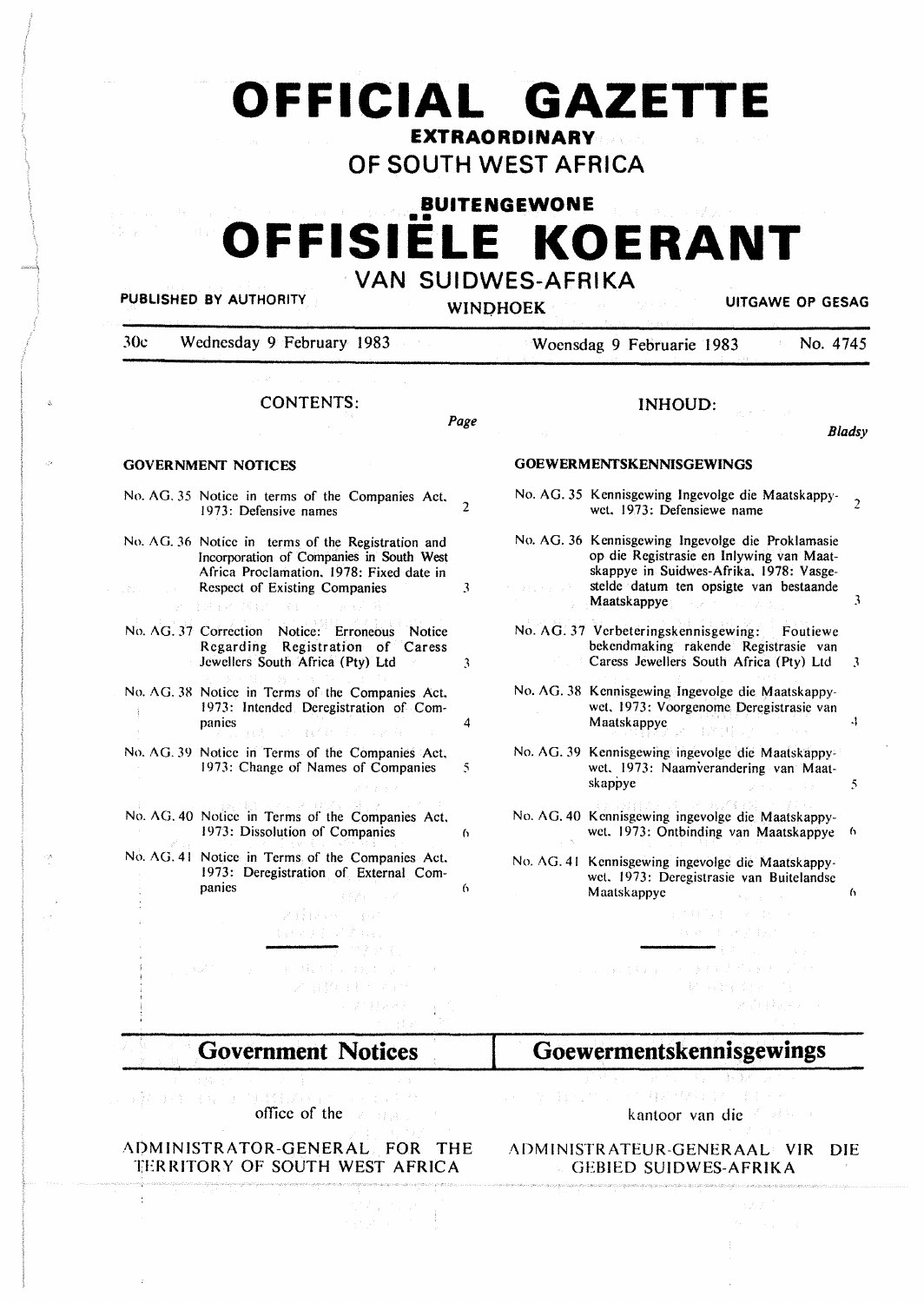# OFFICIAL GAZETTE

## EXTRAORDINARY

## OF SOUTH WEST AFRICA

## BUITENGEWONE

# OFFISIËLE KOERANT

## VAN SUIDWES-AFRIKA

PUBLISHED BY AUTHORITY — WINDHOEK — UITGAWE OP GESAG

30c — Wednesday 9 February 1983 — Woensdag 9 Februarie 1983 — No. 4745

## CONTENTS:

### GOVERNMENT NOTICES

| | | Page |
|---|---|---|
| No. AG. 35 | Notice in terms of the Companies Act, 1973: Defensive names | 2 |
| No. AG. 36 | Notice in terms of the Registration and Incorporation of Companies in South West Africa Proclamation, 1978: Fixed date in Respect of Existing Companies | 3 |
| No. AG. 37 | Correction Notice: Erroneous Notice Regarding Registration of Caress Jewellers South Africa (Pty) Ltd | 3 |
| No. AG. 38 | Notice in Terms of the Companies Act, 1973: Intended Deregistration of Companies | 4 |
| No. AG. 39 | Notice in Terms of the Companies Act, 1973: Change of Names of Companies | 5 |
| No. AG. 40 | Notice in Terms of the Companies Act, 1973: Dissolution of Companies | 6 |
| No. AG. 41 | Notice in Terms of the Companies Act, 1973: Deregistration of External Companies | 6 |

## INHOUD:

### GOEWERMENTSKENNISGEWINGS

| | | Bladsy |
|---|---|---|
| No. AG. 35 | Kennisgewing Ingevolge die Maatskappywet, 1973: Defensiewe name | 2 |
| No. AG. 36 | Kennisgewing Ingevolge die Proklamasie op die Registrasie en Inlywing van Maatskappye in Suidwes-Afrika, 1978: Vasgestelde datum ten opsigte van bestaande Maatskappye | 3 |
| No. AG. 37 | Verbeteringskennisgewing: Foutiewe bekendmaking rakende Registrasie van Caress Jewellers South Africa (Pty) Ltd | 3 |
| No. AG. 38 | Kennisgewing Ingevolge die Maatskappywet, 1973: Voorgenome Deregistrasie van Maatskappye | 4 |
| No. AG. 39 | Kennisgewing ingevolge die Maatskappywet, 1973: Naamverandering van Maatskappye | 5 |
| No. AG. 40 | Kennisgewing ingevolge die Maatskappywet, 1973: Ontbinding van Maatskappye | 6 |
| No. AG. 41 | Kennisgewing ingevolge die Maatskappywet, 1973: Deregistrasie van Buitelandse Maatskappye | 6 |

---

## Government Notices

office of the

ADMINISTRATOR-GENERAL FOR THE TERRITORY OF SOUTH WEST AFRICA

## Goewermentskennisgewings

kantoor van die

ADMINISTRATEUR-GENERAAL VIR DIE GEBIED SUIDWES-AFRIKA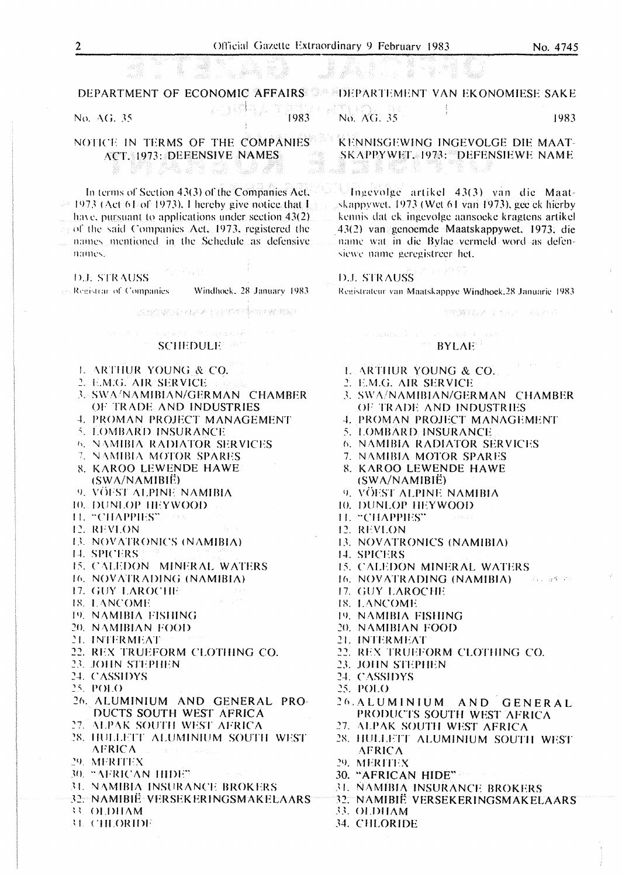## DEPARTMENT OF ECONOMIC AFFAIRS

No. AG. 35 1983

### NOTICE IN TERMS OF THE COMPANIES ACT, 1973: DEFENSIVE NAMES

In terms of Section 43(3) of the Companies Act, 1973 (Act 61 of 1973), I hereby give notice that I have, pursuant to applications under section 43(2) of the said Companies Act, 1973, registered the names mentioned in the Schedule as defensive names.

D.J. STRAUSS
Registrar of Companies Windhoek, 28 January 1983

#### SCHEDULE

1. ARTHUR YOUNG & CO.
2. E.M.G. AIR SERVICE
3. SWA/NAMIBIAN/GERMAN CHAMBER OF TRADE AND INDUSTRIES
4. PROMAN PROJECT MANAGEMENT
5. LOMBARD INSURANCE
6. NAMIBIA RADIATOR SERVICES
7. NAMIBIA MOTOR SPARES
8. KAROO LEWENDE HAWE (SWA/NAMIBIË)
9. VÖEST ALPINE NAMIBIA
10. DUNLOP HEYWOOD
11. "CHAPPIES"
12. REVLON
13. NOVATRONICS (NAMIBIA)
14. SPICERS
15. CALEDON MINERAL WATERS
16. NOVATRADING (NAMIBIA)
17. GUY LAROCHE
18. LANCOME
19. NAMIBIA FISHING
20. NAMIBIAN FOOD
21. INTERMEAT
22. REX TRUEFORM CLOTHING CO.
23. JOHN STEPHEN
24. CASSIDYS
25. POLO
26. ALUMINIUM AND GENERAL PRODUCTS SOUTH WEST AFRICA
27. ALPAK SOUTH WEST AFRICA
28. HULLETT ALUMINIUM SOUTH WEST AFRICA
29. MERITEX
30. "AFRICAN HIDE"
31. NAMIBIA INSURANCE BROKERS
32. NAMIBIË VERSEKERINGSMAKELAARS
33. OLDHAM
34. CHLORIDE

## DEPARTEMENT VAN EKONOMIESE SAKE

No. AG. 35 1983

### KENNISGEWING INGEVOLGE DIE MAATSKAPPYWET, 1973: DEFENSIEWE NAME

Ingevolge artikel 43(3) van die Maatskappywet, 1973 (Wet 61 van 1973), gee ek hierby kennis dat ek ingevolge aansoeke kragtens artikel 43(2) van genoemde Maatskappywet, 1973, die name wat in die Bylae vermeld word as defensiewe name geregistreer het.

D.J. STRAUSS
Registrateur van Maatskappye Windhoek, 28 Januarie 1983

#### BYLAE

1. ARTHUR YOUNG & CO.
2. E.M.G. AIR SERVICE
3. SWA/NAMIBIAN/GERMAN CHAMBER OF TRADE AND INDUSTRIES
4. PROMAN PROJECT MANAGEMENT
5. LOMBARD INSURANCE
6. NAMIBIA RADIATOR SERVICES
7. NAMIBIA MOTOR SPARES
8. KAROO LEWENDE HAWE (SWA/NAMIBIË)
9. VÖEST ALPINE NAMIBIA
10. DUNLOP HEYWOOD
11. "CHAPPIES"
12. REVLON
13. NOVATRONICS (NAMIBIA)
14. SPICERS
15. CALEDON MINERAL WATERS
16. NOVATRADING (NAMIBIA)
17. GUY LAROCHE
18. LANCOME
19. NAMIBIA FISHING
20. NAMIBIAN FOOD
21. INTERMEAT
22. REX TRUEFORM CLOTHING CO.
23. JOHN STEPHEN
24. CASSIDYS
25. POLO
26. ALUMINIUM AND GENERAL PRODUCTS SOUTH WEST AFRICA
27. ALPAK SOUTH WEST AFRICA
28. HULLETT ALUMINIUM SOUTH WEST AFRICA
29. MERITEX
30. "AFRICAN HIDE"
31. NAMIBIA INSURANCE BROKERS
32. NAMIBIË VERSEKERINGSMAKELAARS
33. OLDHAM
34. CHLORIDE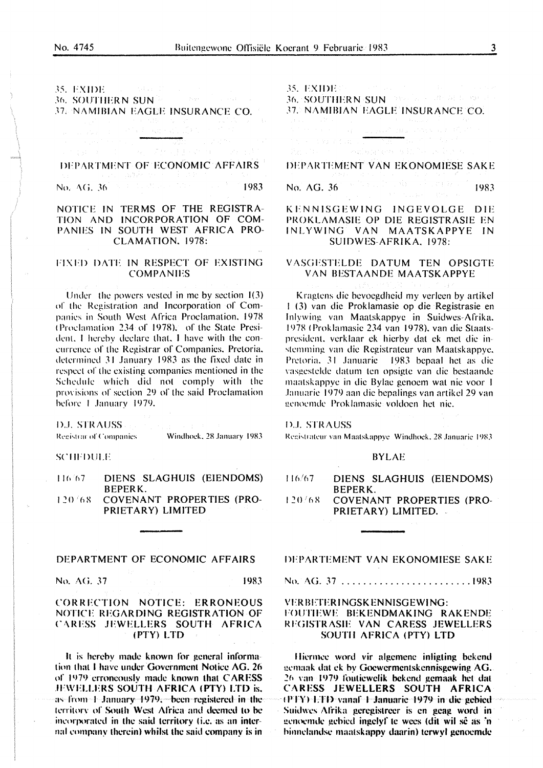35. EXIDE
36. SOUTHERN SUN
37. NAMIBIAN EAGLE INSURANCE CO.

---

## DEPARTMENT OF ECONOMIC AFFAIRS

No. AG. 36 1983

### NOTICE IN TERMS OF THE REGISTRATION AND INCORPORATION OF COMPANIES IN SOUTH WEST AFRICA PROCLAMATION, 1978:

### FIXED DATE IN RESPECT OF EXISTING COMPANIES

Under the powers vested in me by section 1(3) of the Registration and Incorporation of Companies in South West Africa Proclamation, 1978 (Proclamation 234 of 1978), of the State President, I hereby declare that, I have with the concurrence of the Registrar of Companies, Pretoria, determined 31 January 1983 as the fixed date in respect of the existing companies mentioned in the Schedule which did not comply with the provisions of section 29 of the said Proclamation before 1 January 1979.

D.J. STRAUSS
Registrar of Companies Windhoek, 28 January 1983

SCHEDULE

116/67 DIENS SLAGHUIS (EIENDOMS) BEPERK.
120/68 COVENANT PROPERTIES (PROPRIETARY) LIMITED

---

## DEPARTMENT OF ECONOMIC AFFAIRS

No. AG. 37 1983

### CORRECTION NOTICE: ERRONEOUS NOTICE REGARDING REGISTRATION OF CARESS JEWELLERS SOUTH AFRICA (PTY) LTD

It is hereby made known for general information that I have under Government Notice AG. 26 of 1979 erroneously made known that CARESS JEWELLERS SOUTH AFRICA (PTY) LTD is, as from 1 January 1979, been registered in the territory of South West Africa and deemed to be incorporated in the said territory (i.e. as an internal company therein) whilst the said company is in

---

35. EXIDE
36. SOUTHERN SUN
37. NAMIBIAN EAGLE INSURANCE CO.

---

## DEPARTEMENT VAN EKONOMIESE SAKE

No. AG. 36 1983

### KENNISGEWING INGEVOLGE DIE PROKLAMASIE OP DIE REGISTRASIE EN INLYWING VAN MAATSKAPPYE IN SUIDWES-AFRIKA, 1978:

### VASGESTELDE DATUM TEN OPSIGTE VAN BESTAANDE MAATSKAPPYE

Kragtens die bevoegdheid my verleen by artikel 1 (3) van die Proklamasie op die Registrasie en Inlywing van Maatskappye in Suidwes-Afrika, 1978 (Proklamasie 234 van 1978), van die Staatspresident, verklaar ek hierby dat ek met die instemming van die Registrateur van Maatskappye, Pretoria, 31 Januarie 1983 bepaal het as die vasgestelde datum ten opsigte van die bestaande maatskappye in die Bylae genoem wat nie voor 1 Januarie 1979 aan die bepalings van artikel 29 van genoemde Proklamasie voldoen het nie.

D.J. STRAUSS
Registrateur van Maatskappye Windhoek, 28 Januarie 1983

BYLAE

116/67 DIENS SLAGHUIS (EIENDOMS) BEPERK.
120/68 COVENANT PROPERTIES (PROPRIETARY) LIMITED.

---

## DEPARTEMENT VAN EKONOMIESE SAKE

No. AG. 37 ......................... 1983

### VERBETERINGSKENNISGEWING: FOUTIEWE BEKENDMAKING RAKENDE REGISTRASIE VAN CARESS JEWELLERS SOUTH AFRICA (PTY) LTD

Hiermee word vir algemene inligting bekend gemaak dat ek by Goewermentskennisgewing AG. 26 van 1979 foutiewelik bekend gemaak het dat CARESS JEWELLERS SOUTH AFRICA (PTY) LTD vanaf 1 Januarie 1979 in die gebied Suidwes Afrika geregistreer is en geag word in genoemde gebied ingelyf te wees (dit wil sê as 'n binnelandse maatskappy daarin) terwyl genoemde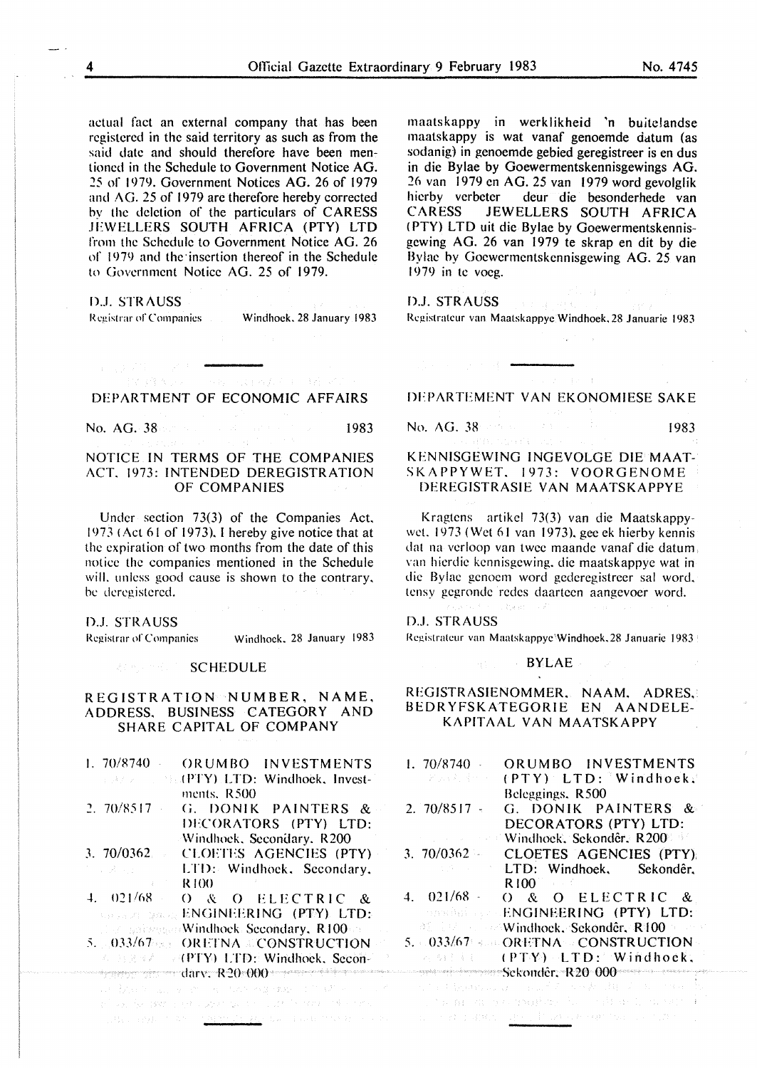actual fact an external company that has been registered in the said territory as such as from the said date and should therefore have been mentioned in the Schedule to Government Notice AG. 25 of 1979. Government Notices AG. 26 of 1979 and AG. 25 of 1979 are therefore hereby corrected by the deletion of the particulars of CARESS JEWELLERS SOUTH AFRICA (PTY) LTD from the Schedule to Government Notice AG. 26 of 1979 and the insertion thereof in the Schedule to Government Notice AG. 25 of 1979.

D.J. STRAUSS
Registrar of Companies — Windhoek, 28 January 1983

maatskappy in werklikheid 'n buitelandse maatskappy is wat vanaf genoemde datum (as sodanig) in genoemde gebied geregistreer is en dus in die Bylae by Goewermentskennisgewings AG. 26 van 1979 en AG. 25 van 1979 word gevolglik hierby verbeter deur die besonderhede van CARESS JEWELLERS SOUTH AFRICA (PTY) LTD uit die Bylae by Goewermentskennisgewing AG. 26 van 1979 te skrap en dit by die Bylae by Goewermentskennisgewing AG. 25 van 1979 in te voeg.

D.J. STRAUSS
Registrateur van Maatskappye Windhoek, 28 Januarie 1983

---

## DEPARTMENT OF ECONOMIC AFFAIRS

No. AG. 38 — 1983

### NOTICE IN TERMS OF THE COMPANIES ACT, 1973: INTENDED DEREGISTRATION OF COMPANIES

Under section 73(3) of the Companies Act, 1973 (Act 61 of 1973), I hereby give notice that at the expiration of two months from the date of this notice the companies mentioned in the Schedule will, unless good cause is shown to the contrary, be deregistered.

D.J. STRAUSS
Registrar of Companies — Windhoek, 28 January 1983

#### SCHEDULE

#### REGISTRATION NUMBER, NAME, ADDRESS, BUSINESS CATEGORY AND SHARE CAPITAL OF COMPANY

1. 70/8740 — ORUMBO INVESTMENTS (PTY) LTD: Windhoek, Investments, R500
2. 70/8517 — G. DONIK PAINTERS & DECORATORS (PTY) LTD: Windhoek, Secondary, R200
3. 70/0362 — CLOETES AGENCIES (PTY) LTD: Windhoek, Secondary, R100
4. 021/68 — O & O ELECTRIC & ENGINEERING (PTY) LTD: Windhoek Secondary, R100
5. 033/67 — ORETNA CONSTRUCTION (PTY) LTD: Windhoek, Secondary, R20 000

## DEPARTEMENT VAN EKONOMIESE SAKE

No. AG. 38 — 1983

### KENNISGEWING INGEVOLGE DIE MAATSKAPPYWET, 1973: VOORGENOME DEREGISTRASIE VAN MAATSKAPPYE

Kragtens artikel 73(3) van die Maatskappywet, 1973 (Wet 61 van 1973), gee ek hierby kennis dat na verloop van twee maande vanaf die datum van hierdie kennisgewing, die maatskappye wat in die Bylae genoem word gederegistreer sal word, tensy gegronde redes daarteen aangevoer word.

D.J. STRAUSS
Registrateur van Maatskappye Windhoek, 28 Januarie 1983

#### BYLAE

#### REGISTRASIENOMMER, NAAM, ADRES, BEDRYFSKATEGORIE EN AANDELEKAPITAAL VAN MAATSKAPPY

1. 70/8740 - ORUMBO INVESTMENTS (PTY) LTD: Windhoek, Beleggings, R500
2. 70/8517 - G. DONIK PAINTERS & DECORATORS (PTY) LTD: Windhoek, Sekondêr, R200
3. 70/0362 - CLOETES AGENCIES (PTY) LTD: Windhoek, Sekondêr, R100
4. 021/68 - O & O ELECTRIC & ENGINEERING (PTY) LTD: Windhoek, Sekondêr, R100
5. 033/67 - ORETNA CONSTRUCTION (PTY) LTD: Windhoek, Sekondêr, R20 000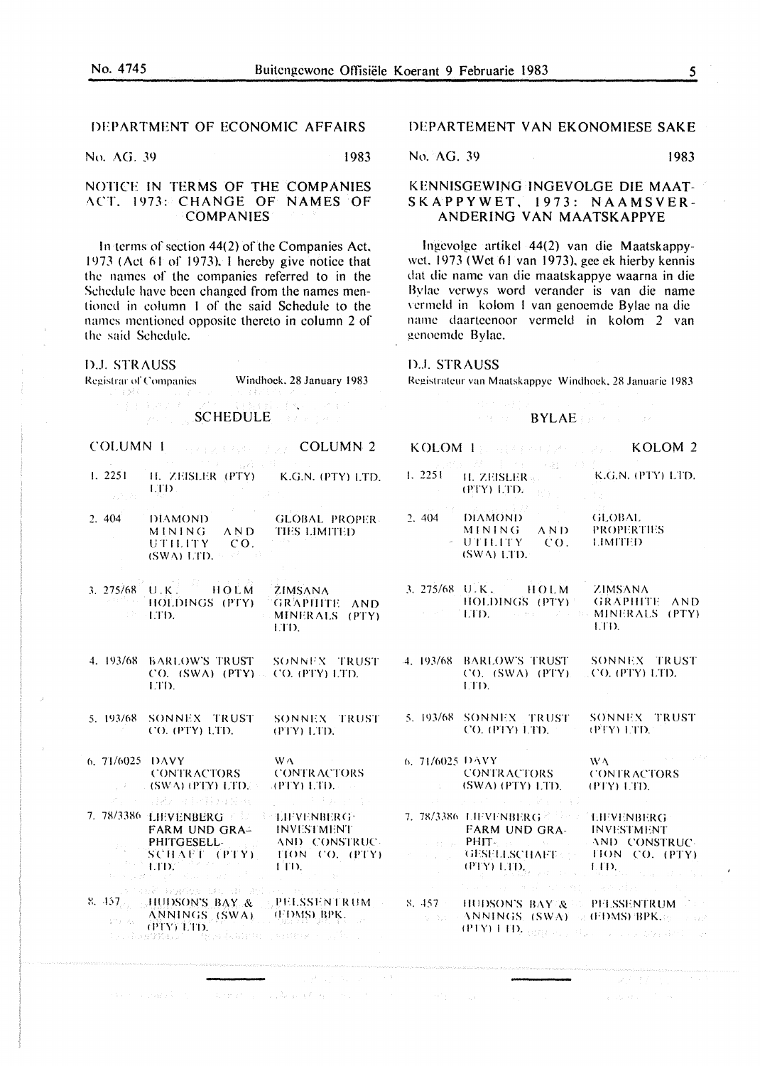## DEPARTMENT OF ECONOMIC AFFAIRS

No. AG. 39 1983

### NOTICE IN TERMS OF THE COMPANIES ACT, 1973: CHANGE OF NAMES OF COMPANIES

In terms of section 44(2) of the Companies Act, 1973 (Act 61 of 1973), I hereby give notice that the names of the companies referred to in the Schedule have been changed from the names mentioned in column 1 of the said Schedule to the names mentioned opposite thereto in column 2 of the said Schedule.

D.J. STRAUSS
Registrar of Companies Windhoek, 28 January 1983

#### SCHEDULE

| COLUMN 1 | | COLUMN 2 |
|---|---|---|
| 1. 2251 | H. ZEISLER (PTY) LTD | K.G.N. (PTY) LTD. |
| 2. 404 | DIAMOND MINING AND UTILITY CO. (SWA) LTD. | GLOBAL PROPERTIES LIMITED |
| 3. 275/68 | U.K. HOLM HOLDINGS (PTY) LTD. | ZIMSANA GRAPHITE AND MINERALS (PTY) LTD. |
| 4. 193/68 | BARLOW'S TRUST CO. (SWA) (PTY) LTD. | SONNEX TRUST CO. (PTY) LTD. |
| 5. 193/68 | SONNEX TRUST CO. (PTY) LTD. | SONNEX TRUST (PTY) LTD. |
| 6. 71/6025 | DAVY CONTRACTORS (SWA) (PTY) LTD. | WA CONTRACTORS (PTY) LTD. |
| 7. 78/3386 | LIEVENBERG FARM UND GRAPHITGESELLSCHAFT (PTY) LTD. | LIEVENBERG INVESTMENT AND CONSTRUCTION CO. (PTY) LTD. |
| 8. 457 | HUDSON'S BAY & ANNINGS (SWA) (PTY) LTD. | PELSSENTRUM (EDMS) BPK. |

## DEPARTEMENT VAN EKONOMIESE SAKE

No. AG. 39 1983

### KENNISGEWING INGEVOLGE DIE MAATSKAPPYWET, 1973: NAAMSVERANDERING VAN MAATSKAPPYE

Ingevolge artikel 44(2) van die Maatskappywet, 1973 (Wet 61 van 1973), gee ek hierby kennis dat die name van die maatskappye waarna in die Bylae verwys word verander is van die name vermeld in kolom 1 van genoemde Bylae na die name daarteenoor vermeld in kolom 2 van genoemde Bylae.

D.J. STRAUSS
Registrateur van Maatskappye Windhoek, 28 Januarie 1983

#### BYLAE

| KOLOM 1 | | KOLOM 2 |
|---|---|---|
| 1. 2251 | H. ZEISLER (PTY) LTD. | K.G.N. (PTY) LTD. |
| 2. 404 | DIAMOND MINING AND UTILITY CO. (SWA) LTD. | GLOBAL PROPERTIES LIMITED |
| 3. 275/68 | U.K. HOLM HOLDINGS (PTY) LTD. | ZIMSANA GRAPHITE AND MINERALS (PTY) LTD. |
| 4. 193/68 | BARLOW'S TRUST CO. (SWA) (PTY) LTD. | SONNEX TRUST CO. (PTY) LTD. |
| 5. 193/68 | SONNEX TRUST CO. (PTY) LTD. | SONNEX TRUST (PTY) LTD. |
| 6. 71/6025 | DAVY CONTRACTORS (SWA) (PTY) LTD. | WA CONTRACTORS (PTY) LTD. |
| 7. 78/3386 | LIEVENBERG FARM UND GRAPHITGESELLSCHAFT (PTY) LTD. | LIEVENBERG INVESTMENT AND CONSTRUCTION CO. (PTY) LTD. |
| 8. 457 | HUDSON'S BAY & ANNINGS (SWA) (PTY) LTD. | PELSSENTRUM (EDMS) BPK. |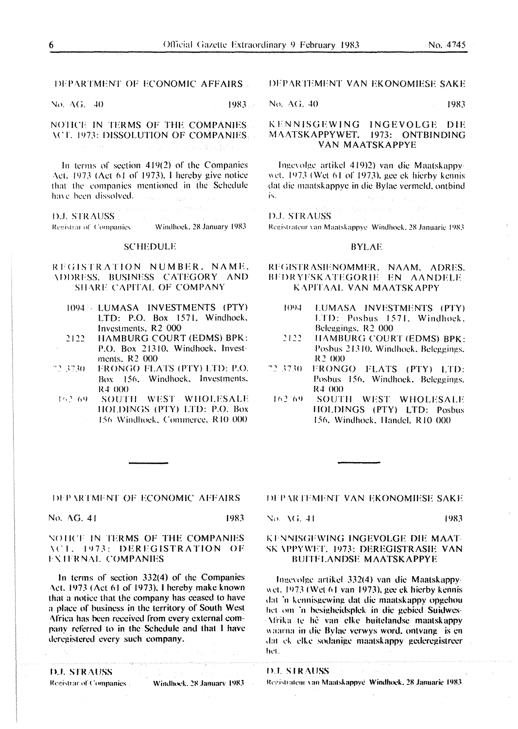## DEPARTMENT OF ECONOMIC AFFAIRS

No. AG. 40 1983

### NOTICE IN TERMS OF THE COMPANIES ACT, 1973: DISSOLUTION OF COMPANIES

In terms of section 419(2) of the Companies Act, 1973 (Act 61 of 1973), I hereby give notice that the companies mentioned in the Schedule have been dissolved.

D.J. STRAUSS
Registrar of Companies Windhoek, 28 January 1983

#### SCHEDULE

REGISTRATION NUMBER, NAME, ADDRESS, BUSINESS CATEGORY AND SHARE CAPITAL OF COMPANY

1094 - LUMASA INVESTMENTS (PTY) LTD: P.O. Box 1571, Windhoek, Investments, R2 000

2122 HAMBURG COURT (EDMS) BPK: P.O. Box 21310, Windhoek, Investments, R2 000

72/3730 FRONGO FLATS (PTY) LTD: P.O. Box 156, Windhoek, Investments, R4 000

162/69 SOUTH WEST WHOLESALE HOLDINGS (PTY) LTD: P.O. Box 156 Windhoek, Commerce, R10 000

## DEPARTEMENT VAN EKONOMIESE SAKE

No. AG. 40 1983

### KENNISGEWING INGEVOLGE DIE MAATSKAPPYWET, 1973: ONTBINDING VAN MAATSKAPPYE

Ingevolge artikel 419)2) van die Maatskappywet, 1973 (Wet 61 of 1973), gee ek hierby kennis dat die maatskappye in die Bylae vermeld, ontbind is.

D.J. STRAUSS
Registrateur van Maatskappye Windhoek, 28 Januarie 1983

#### BYLAE

REGISTRASIENOMMER, NAAM, ADRES, BEDRYFSKATEGORIE EN AANDELE KAPITAAL VAN MAATSKAPPY

1094 LUMASA INVESTMENTS (PTY) LTD: Posbus 1571, Windhoek, Beleggings, R2 000

2122 HAMBURG COURT (EDMS) BPK: Posbus 21310, Windhoek, Beleggings, R2 000

72/3730 FRONGO FLATS (PTY) LTD: Posbus 156, Windhoek, Beleggings, R4 000

162/69 SOUTH WEST WHOLESALE HOLDINGS (PTY) LTD: Posbus 156, Windhoek, Handel, R10 000

---

## DEPARTMENT OF ECONOMIC AFFAIRS

No. AG. 41 1983

### NOTICE IN TERMS OF THE COMPANIES ACT, 1973: DEREGISTRATION OF EXTERNAL COMPANIES

In terms of section 332(4) of the Companies Act, 1973 (Act 61 of 1973), I hereby make known that a notice that the company has ceased to have a place of business in the territory of South West Africa has been received from every external company referred to in the Schedule and that I have deregistered every such company.

D.J. STRAUSS
Registrar of Companies Windhoek, 28 January 1983

## DEPARTEMENT VAN EKONOMIESE SAKE

No. AG. 41 1983

### KENNISGEWING INGEVOLGE DIE MAATSKAPPYWET, 1973: DEREGISTRASIE VAN BUITELANDSE MAATSKAPPYE

Ingevolge artikel 332(4) van die Maatskappywet, 1973 (Wet 61 van 1973), gee ek hierby kennis dat 'n kennisgewing dat die maatskappy opgehou het om 'n besigheidsplek in die gebied Suidwes-Afrika te hê van elke buitelandse maatskappy waarna in die Bylae verwys word, ontvang is en dat ek elke sodanige maatskappy gederegistreer het.

D.J. STRAUSS
Registrateur van Maatskappye Windhoek, 28 Januarie 1983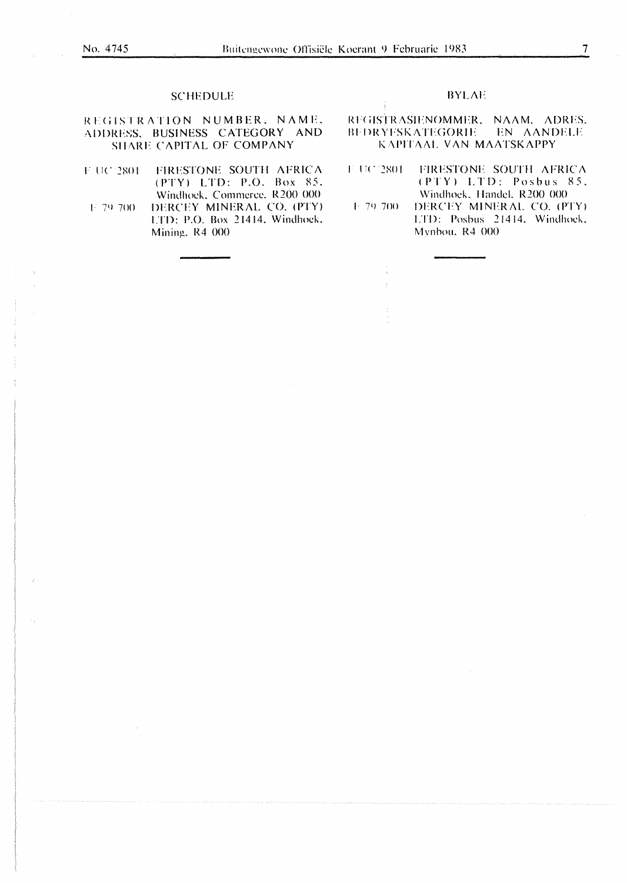## SCHEDULE

### REGISTRATION NUMBER, NAME, ADDRESS, BUSINESS CATEGORY AND SHARE CAPITAL OF COMPANY

F UC 2801 FIRESTONE SOUTH AFRICA (PTY) LTD: P.O. Box 85, Windhoek, Commerce, R200 000

F 79 700 DERCEY MINERAL CO. (PTY) LTD: P.O. Box 21414, Windhoek, Mining, R4 000

---

## BYLAE

### REGISTRASIENOMMER, NAAM, ADRES, BEDRYFSKATEGORIE EN AANDELE KAPITAAL VAN MAATSKAPPY

F UC 2801 FIRESTONE SOUTH AFRICA (PTY) LTD: Posbus 85, Windhoek, Handel, R200 000

F 79 700 DERCEY MINERAL CO. (PTY) LTD: Posbus 21414, Windhoek, Mynbou, R4 000

---